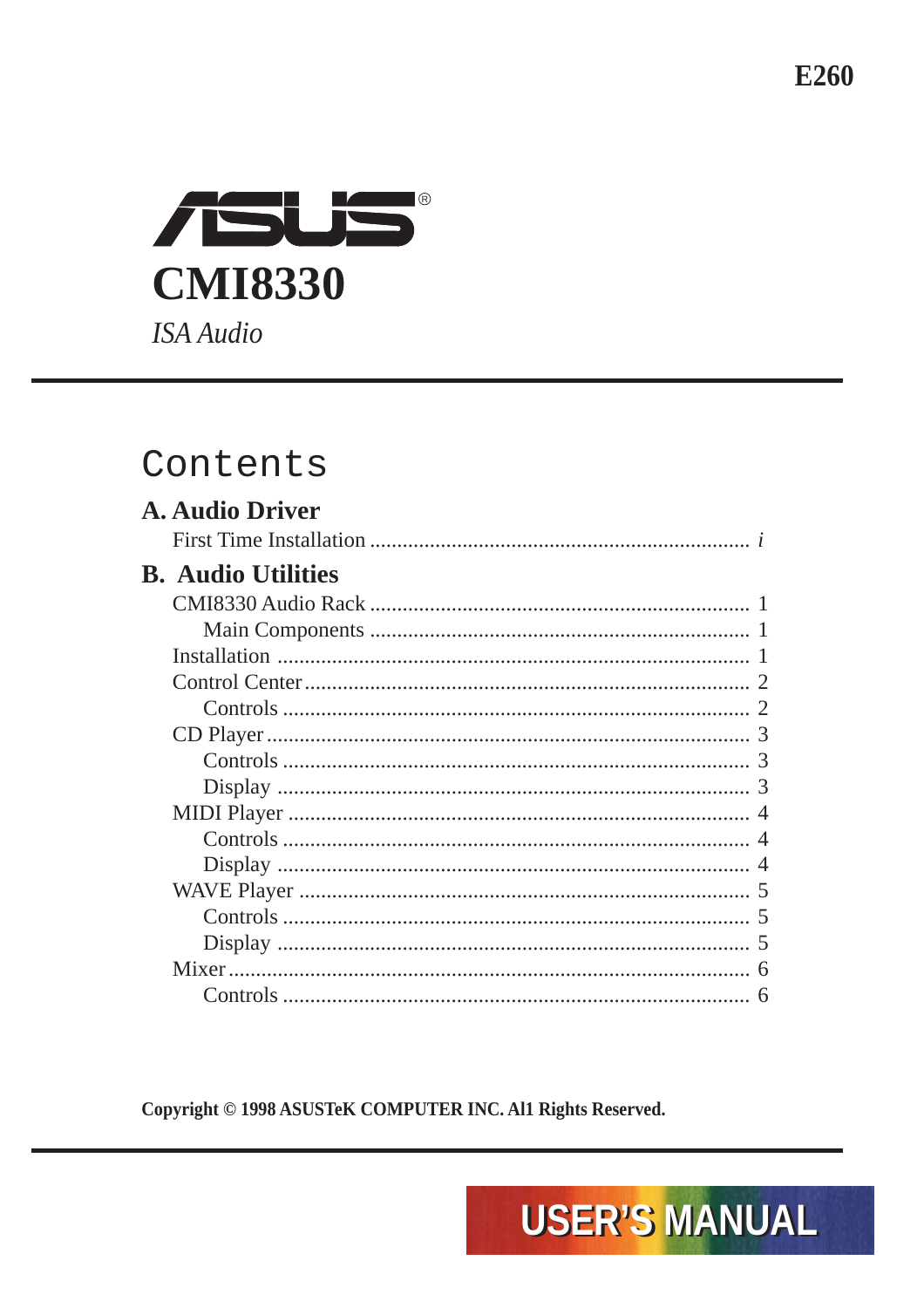E260

ASUS®

# CMI8330

*ISA Audio*

## Contents

### A. Audio Driver

First Time Installation ..................................................................... *i*

### B. Audio Utilities

- CMI8330 Audio Rack ..................................................................... 1
  - Main Components ..................................................................... 1
- Installation ..................................................................... 1
- Control Center ..................................................................... 2
  - Controls ..................................................................... 2
- CD Player ..................................................................... 3
  - Controls ..................................................................... 3
  - Display ..................................................................... 3
- MIDI Player ..................................................................... 4
  - Controls ..................................................................... 4
  - Display ..................................................................... 4
- WAVE Player ..................................................................... 5
  - Controls ..................................................................... 5
  - Display ..................................................................... 5
- Mixer ..................................................................... 6
  - Controls ..................................................................... 6

**Copyright © 1998 ASUSTeK COMPUTER INC. Al1 Rights Reserved.**

USER'S MANUAL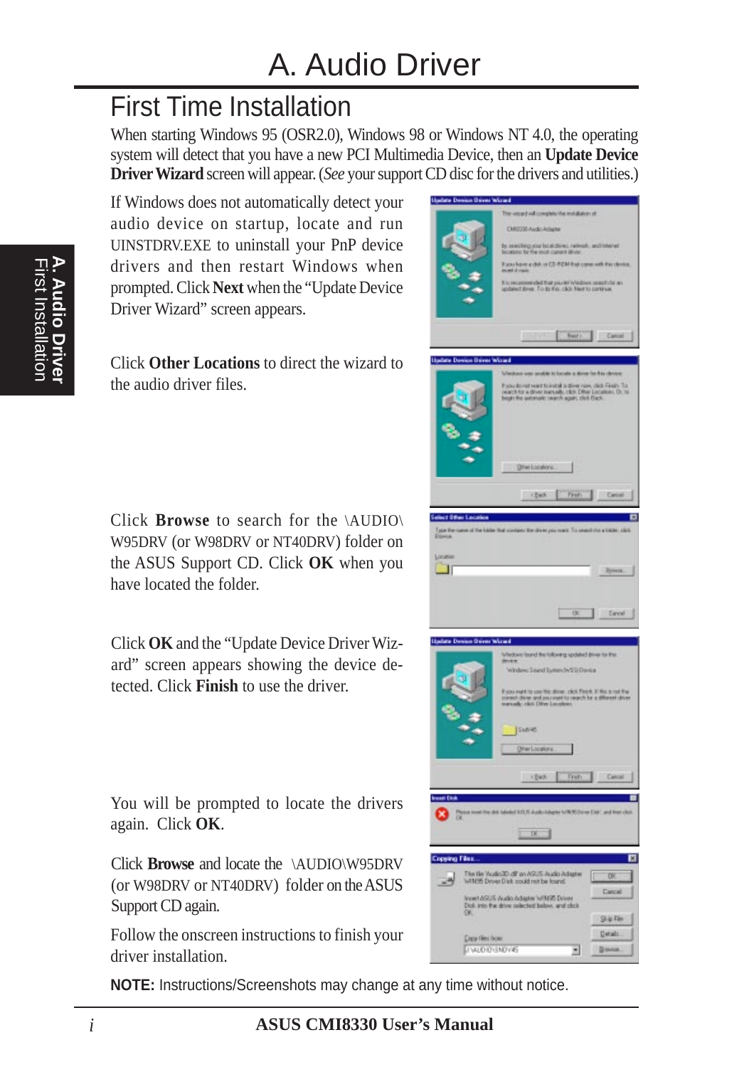# A. Audio Driver

## First Time Installation

When starting Windows 95 (OSR2.0), Windows 98 or Windows NT 4.0, the operating system will detect that you have a new PCI Multimedia Device, then an **Update Device Driver Wizard** screen will appear. (*See* your support CD disc for the drivers and utilities.)

If Windows does not automatically detect your audio device on startup, locate and run UINSTDRV.EXE to uninstall your PnP device drivers and then restart Windows when prompted. Click **Next** when the "Update Device Driver Wizard" screen appears.

Click **Other Locations** to direct the wizard to the audio driver files.

Click **Browse** to search for the \AUDIO\W95DRV (or W98DRV or NT40DRV) folder on the ASUS Support CD. Click **OK** when you have located the folder.

Click **OK** and the "Update Device Driver Wizard" screen appears showing the device detected. Click **Finish** to use the driver.

You will be prompted to locate the drivers again. Click **OK**.

Click **Browse** and locate the \AUDIO\W95DRV (or W98DRV or NT40DRV) folder on the ASUS Support CD again.

Follow the onscreen instructions to finish your driver installation.

**NOTE:** Instructions/Screenshots may change at any time without notice.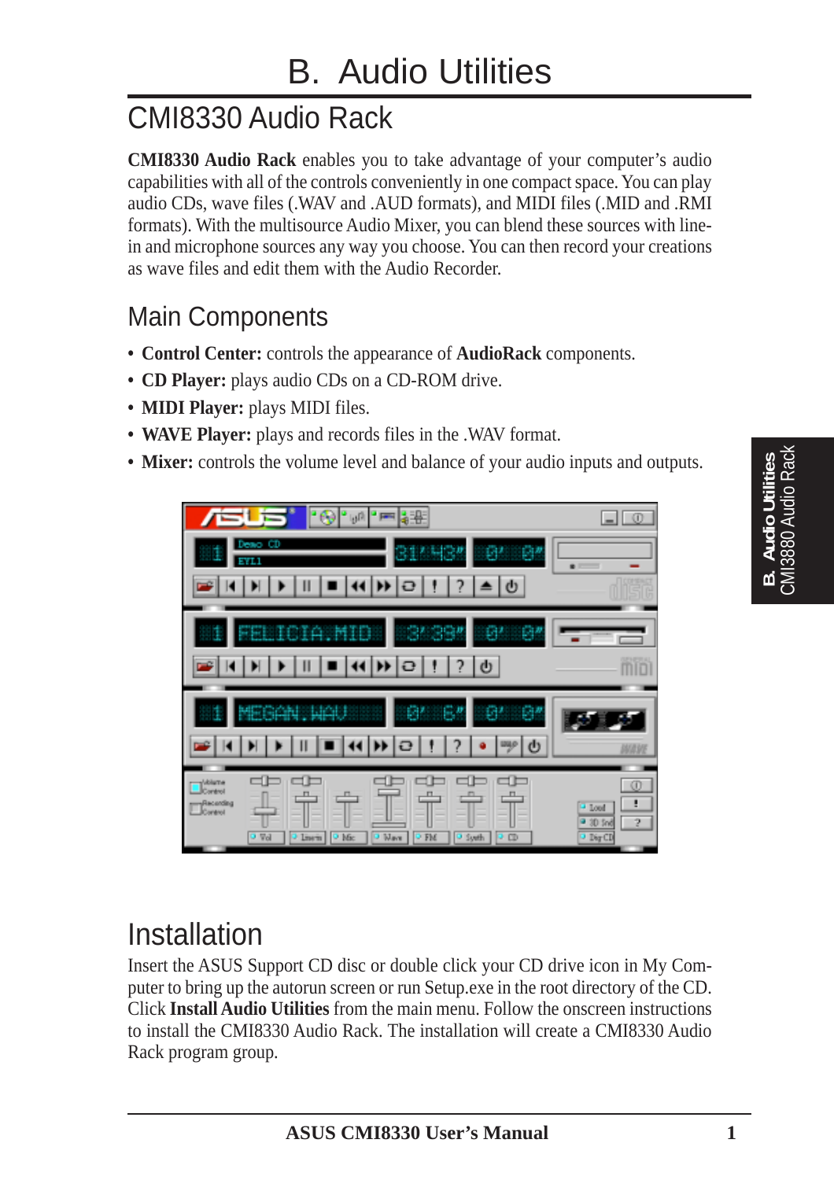# B. Audio Utilities

## CMI8330 Audio Rack

**CMI8330 Audio Rack** enables you to take advantage of your computer's audio capabilities with all of the controls conveniently in one compact space. You can play audio CDs, wave files (.WAV and .AUD formats), and MIDI files (.MID and .RMI formats). With the multisource Audio Mixer, you can blend these sources with line-in and microphone sources any way you choose. You can then record your creations as wave files and edit them with the Audio Recorder.

### Main Components

- **Control Center:** controls the appearance of **AudioRack** components.
- **CD Player:** plays audio CDs on a CD-ROM drive.
- **MIDI Player:** plays MIDI files.
- **WAVE Player:** plays and records files in the .WAV format.
- **Mixer:** controls the volume level and balance of your audio inputs and outputs.

## Installation

Insert the ASUS Support CD disc or double click your CD drive icon in My Computer to bring up the autorun screen or run Setup.exe in the root directory of the CD. Click **Install Audio Utilities** from the main menu. Follow the onscreen instructions to install the CMI8330 Audio Rack. The installation will create a CMI8330 Audio Rack program group.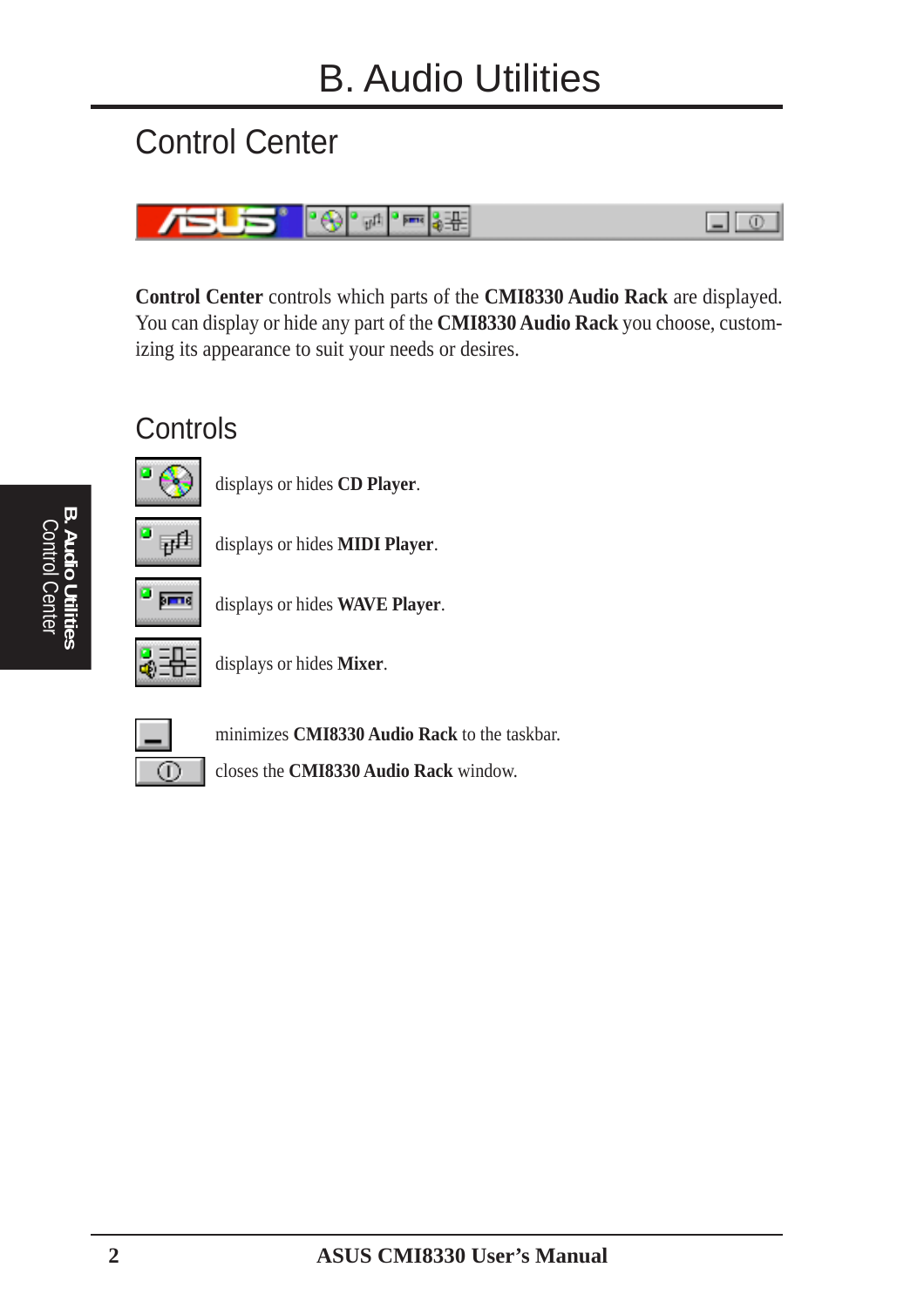# B. Audio Utilities

## Control Center

**Control Center** controls which parts of the **CMI8330 Audio Rack** are displayed. You can display or hide any part of the **CMI8330 Audio Rack** you choose, customizing its appearance to suit your needs or desires.

## Controls

displays or hides **CD Player**.

displays or hides **MIDI Player**.

displays or hides **WAVE Player**.

displays or hides **Mixer**.

minimizes **CMI8330 Audio Rack** to the taskbar.

closes the **CMI8330 Audio Rack** window.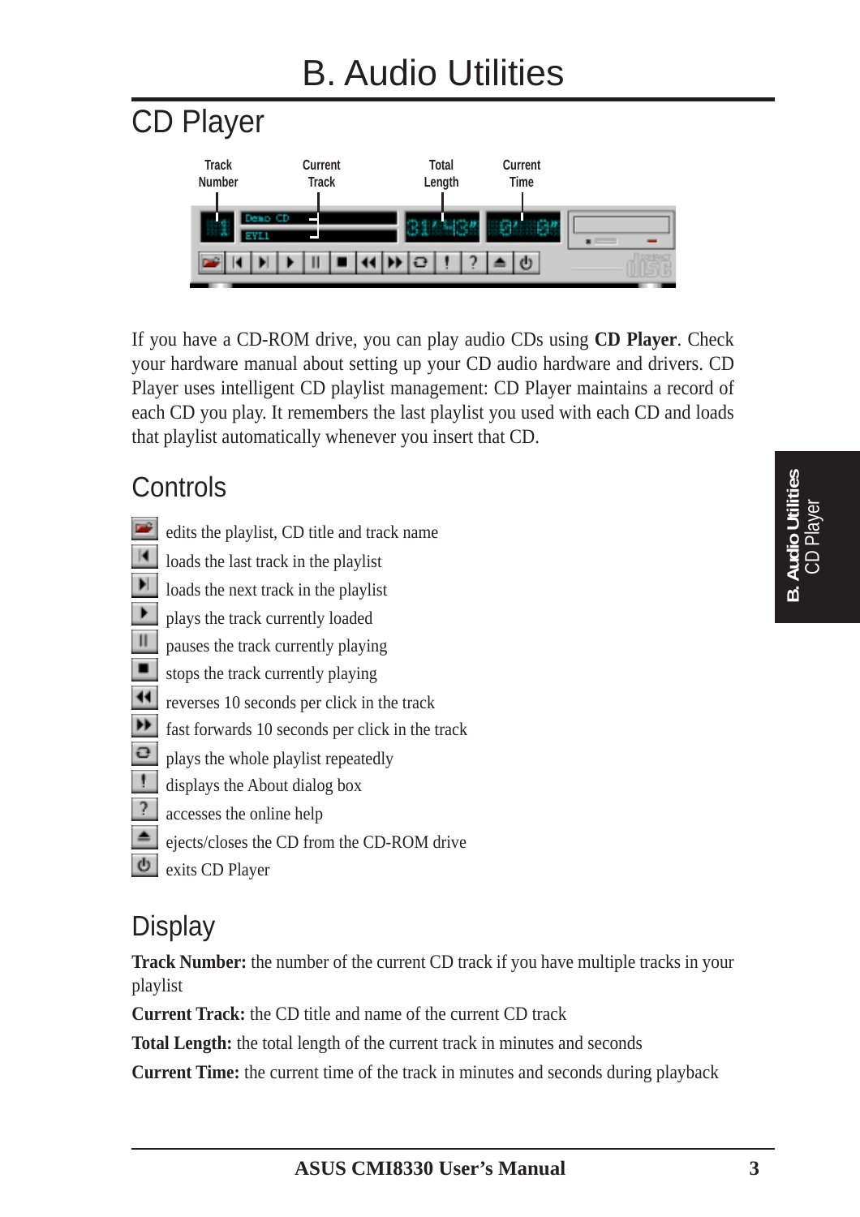# B. Audio Utilities

## CD Player

Track Number | Current Track | Total Length | Current Time

If you have a CD-ROM drive, you can play audio CDs using **CD Player**. Check your hardware manual about setting up your CD audio hardware and drivers. CD Player uses intelligent CD playlist management: CD Player maintains a record of each CD you play. It remembers the last playlist you used with each CD and loads that playlist automatically whenever you insert that CD.

### Controls

- edits the playlist, CD title and track name
- loads the last track in the playlist
- loads the next track in the playlist
- plays the track currently loaded
- pauses the track currently playing
- stops the track currently playing
- reverses 10 seconds per click in the track
- fast forwards 10 seconds per click in the track
- plays the whole playlist repeatedly
- displays the About dialog box
- accesses the online help
- ejects/closes the CD from the CD-ROM drive
- exits CD Player

### Display

**Track Number:** the number of the current CD track if you have multiple tracks in your playlist

**Current Track:** the CD title and name of the current CD track

**Total Length:** the total length of the current track in minutes and seconds

**Current Time:** the current time of the track in minutes and seconds during playback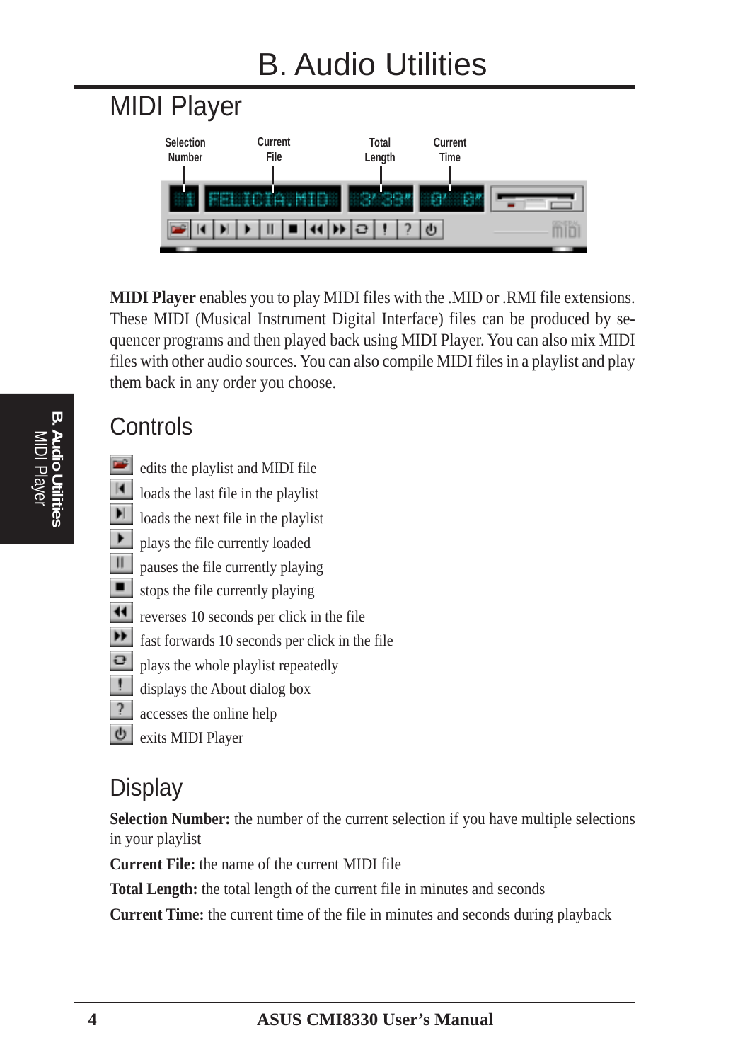# B. Audio Utilities

## MIDI Player

Selection Number | Current File | Total Length | Current Time

**MIDI Player** enables you to play MIDI files with the .MID or .RMI file extensions. These MIDI (Musical Instrument Digital Interface) files can be produced by sequencer programs and then played back using MIDI Player. You can also mix MIDI files with other audio sources. You can also compile MIDI files in a playlist and play them back in any order you choose.

### Controls

- edits the playlist and MIDI file
- loads the last file in the playlist
- loads the next file in the playlist
- plays the file currently loaded
- pauses the file currently playing
- stops the file currently playing
- reverses 10 seconds per click in the file
- fast forwards 10 seconds per click in the file
- plays the whole playlist repeatedly
- displays the About dialog box
- accesses the online help
- exits MIDI Player

### Display

**Selection Number:** the number of the current selection if you have multiple selections in your playlist

**Current File:** the name of the current MIDI file

**Total Length:** the total length of the current file in minutes and seconds

**Current Time:** the current time of the file in minutes and seconds during playback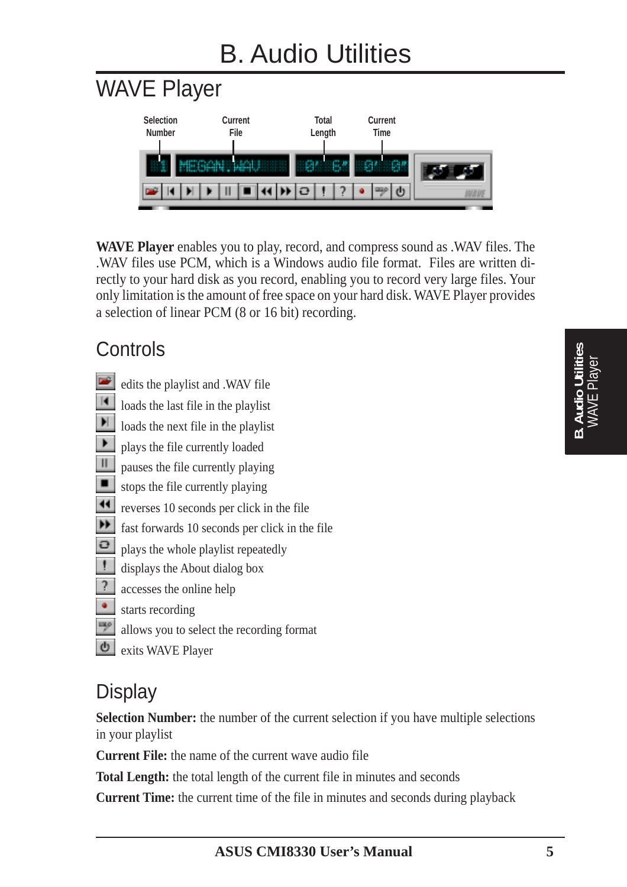# B. Audio Utilities

## WAVE Player

**WAVE Player** enables you to play, record, and compress sound as .WAV files. The .WAV files use PCM, which is a Windows audio file format. Files are written directly to your hard disk as you record, enabling you to record very large files. Your only limitation is the amount of free space on your hard disk. WAVE Player provides a selection of linear PCM (8 or 16 bit) recording.

## Controls

- edits the playlist and .WAV file
- loads the last file in the playlist
- loads the next file in the playlist
- plays the file currently loaded
- pauses the file currently playing
- stops the file currently playing
- reverses 10 seconds per click in the file
- fast forwards 10 seconds per click in the file
- plays the whole playlist repeatedly
- displays the About dialog box
- accesses the online help
- starts recording
- allows you to select the recording format
- exits WAVE Player

## Display

**Selection Number:** the number of the current selection if you have multiple selections in your playlist

**Current File:** the name of the current wave audio file

**Total Length:** the total length of the current file in minutes and seconds

**Current Time:** the current time of the file in minutes and seconds during playback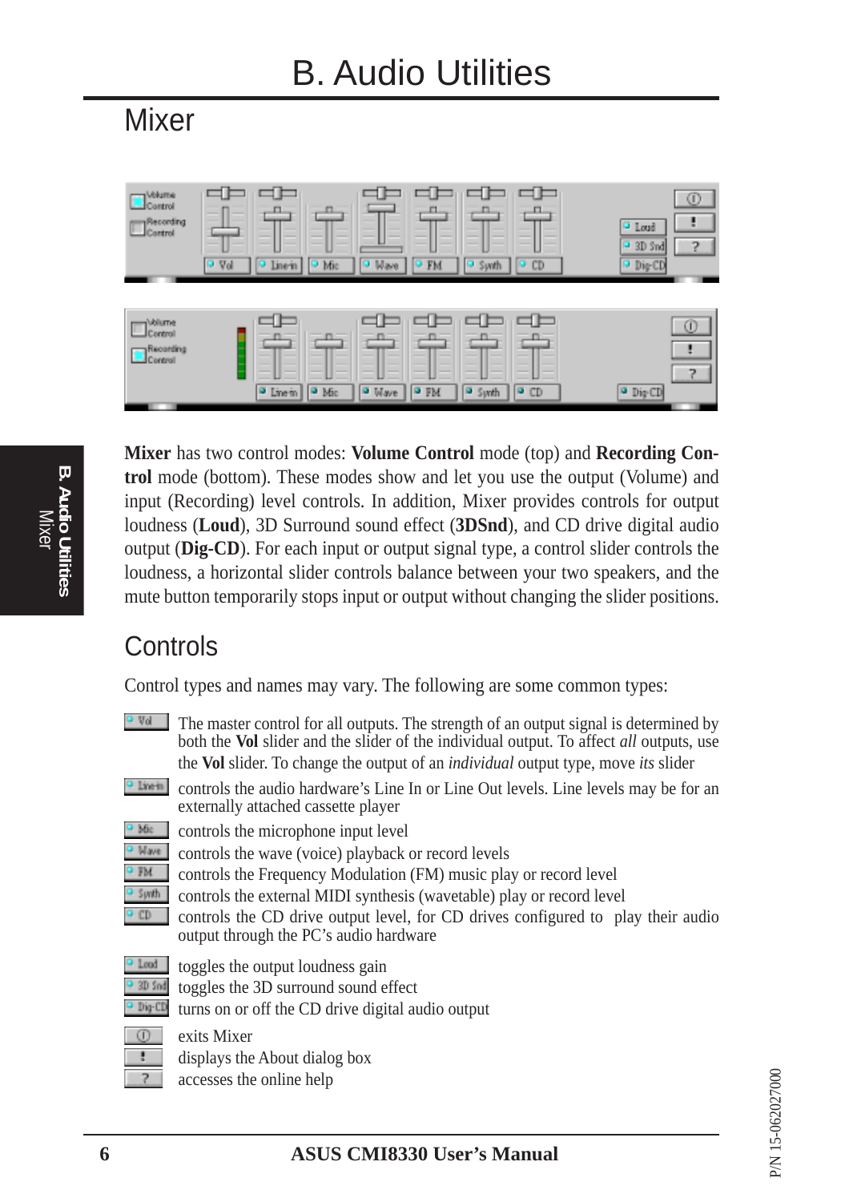# B. Audio Utilities

## Mixer

**Mixer** has two control modes: **Volume Control** mode (top) and **Recording Control** mode (bottom). These modes show and let you use the output (Volume) and input (Recording) level controls. In addition, Mixer provides controls for output loudness (**Loud**), 3D Surround sound effect (**3DSnd**), and CD drive digital audio output (**Dig-CD**). For each input or output signal type, a control slider controls the loudness, a horizontal slider controls balance between your two speakers, and the mute button temporarily stops input or output without changing the slider positions.

## Controls

Control types and names may vary. The following are some common types:

- **Vol** – The master control for all outputs. The strength of an output signal is determined by both the **Vol** slider and the slider of the individual output. To affect *all* outputs, use the **Vol** slider. To change the output of an *individual* output type, move *its* slider
- **Line-in** – controls the audio hardware's Line In or Line Out levels. Line levels may be for an externally attached cassette player
- **Mic** – controls the microphone input level
- **Wave** – controls the wave (voice) playback or record levels
- **FM** – controls the Frequency Modulation (FM) music play or record level
- **Synth** – controls the external MIDI synthesis (wavetable) play or record level
- **CD** – controls the CD drive output level, for CD drives configured to play their audio output through the PC's audio hardware
- **Loud** – toggles the output loudness gain
- **3D Snd** – toggles the 3D surround sound effect
- **Dig-CD** – turns on or off the CD drive digital audio output
- **⏻** – exits Mixer
- **!** – displays the About dialog box
- **?** – accesses the online help